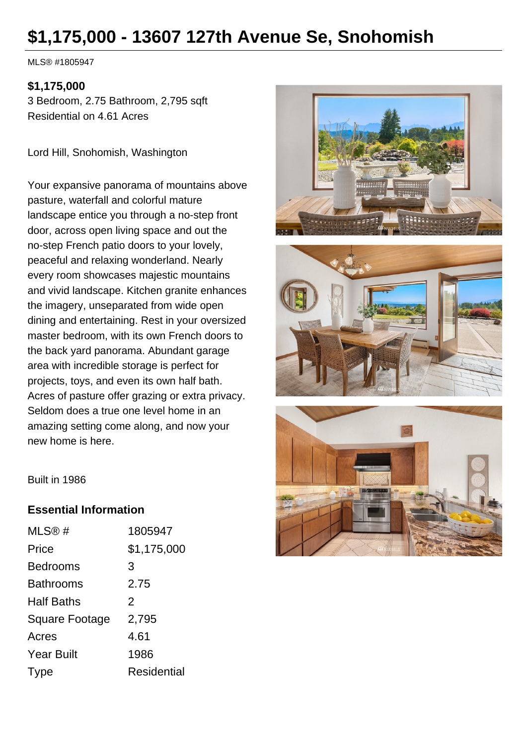# $1,175,000 - 13607 127th Avenue Se, Snohomish

MLS® #1805947

**$1,175,000**
3 Bedroom, 2.75 Bathroom, 2,795 sqft
Residential on 4.61 Acres

Lord Hill, Snohomish, Washington

Your expansive panorama of mountains above pasture, waterfall and colorful mature landscape entice you through a no-step front door, across open living space and out the no-step French patio doors to your lovely, peaceful and relaxing wonderland. Nearly every room showcases majestic mountains and vivid landscape. Kitchen granite enhances the imagery, unseparated from wide open dining and entertaining. Rest in your oversized master bedroom, with its own French doors to the back yard panorama. Abundant garage area with incredible storage is perfect for projects, toys, and even its own half bath. Acres of pasture offer grazing or extra privacy. Seldom does a true one level home in an amazing setting come along, and now your new home is here.

Built in 1986

## Essential Information

| | |
|---|---|
| MLS® # | 1805947 |
| Price | $1,175,000 |
| Bedrooms | 3 |
| Bathrooms | 2.75 |
| Half Baths | 2 |
| Square Footage | 2,795 |
| Acres | 4.61 |
| Year Built | 1986 |
| Type | Residential |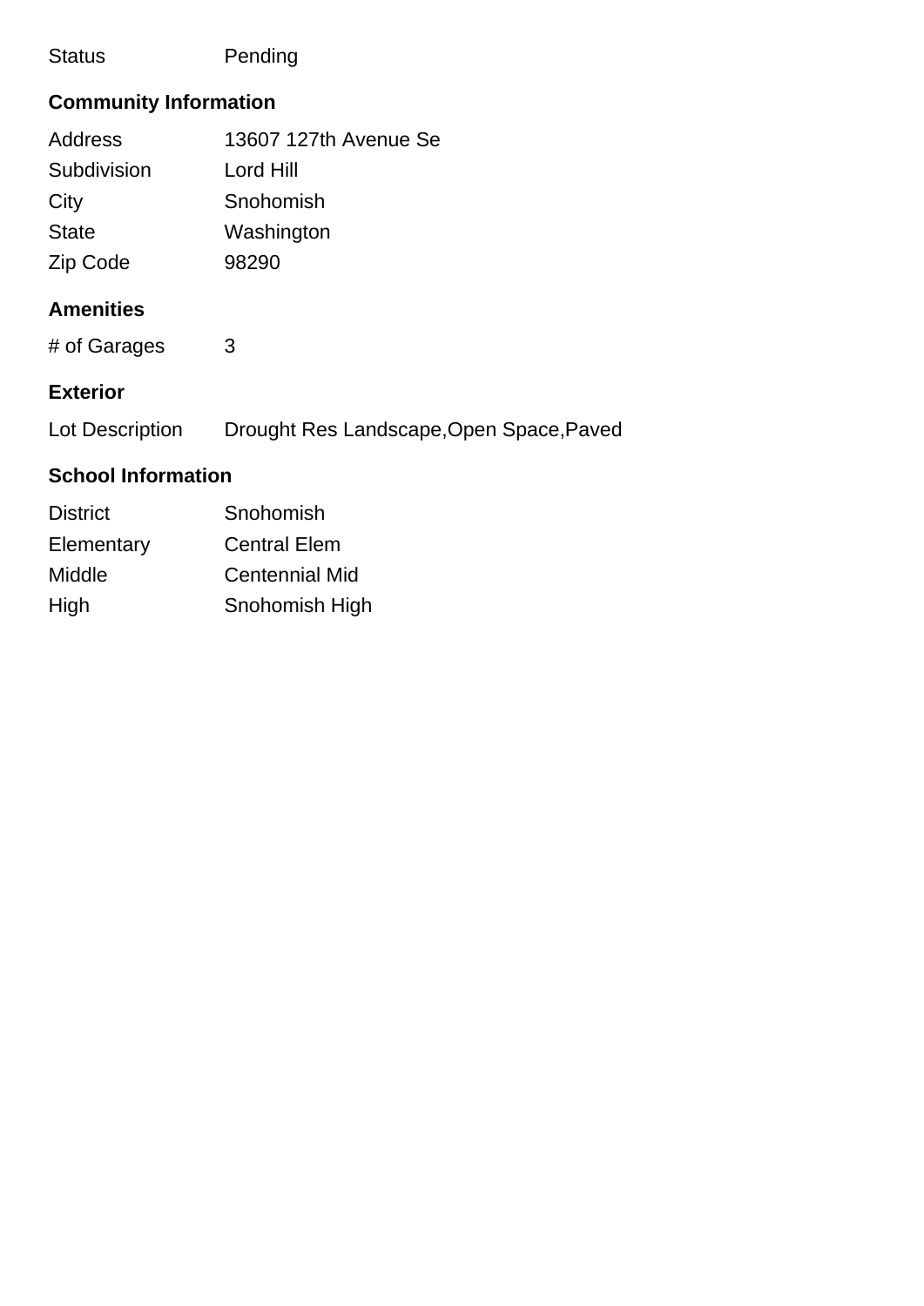| | |
|---|---|
| Status | Pending |

## Community Information

| | |
|---|---|
| Address | 13607 127th Avenue Se |
| Subdivision | Lord Hill |
| City | Snohomish |
| State | Washington |
| Zip Code | 98290 |

## Amenities

| | |
|---|---|
| # of Garages | 3 |

## Exterior

| | |
|---|---|
| Lot Description | Drought Res Landscape,Open Space,Paved |

## School Information

| | |
|---|---|
| District | Snohomish |
| Elementary | Central Elem |
| Middle | Centennial Mid |
| High | Snohomish High |